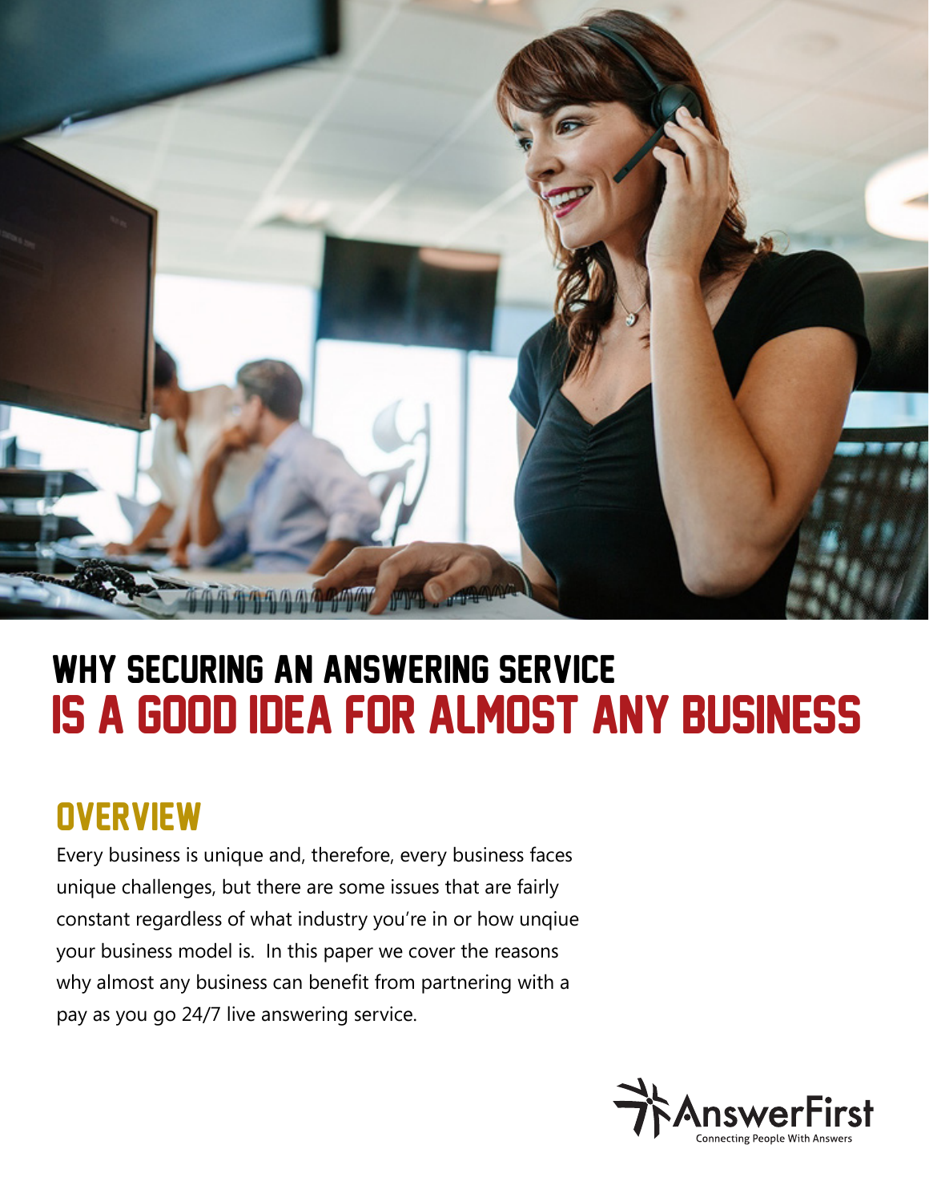# WHY SECURING AN ANSWERING SERVICE IS A GOOD IDEA FOR ALMOST ANY BUSINESS

## OVERVIEW

Every business is unique and, therefore, every business faces unique challenges, but there are some issues that are fairly constant regardless of what industry you're in or how unqiue your business model is. In this paper we cover the reasons why almost any business can benefit from partnering with a pay as you go 24/7 live answering service.

AnswerFirst
Connecting People With Answers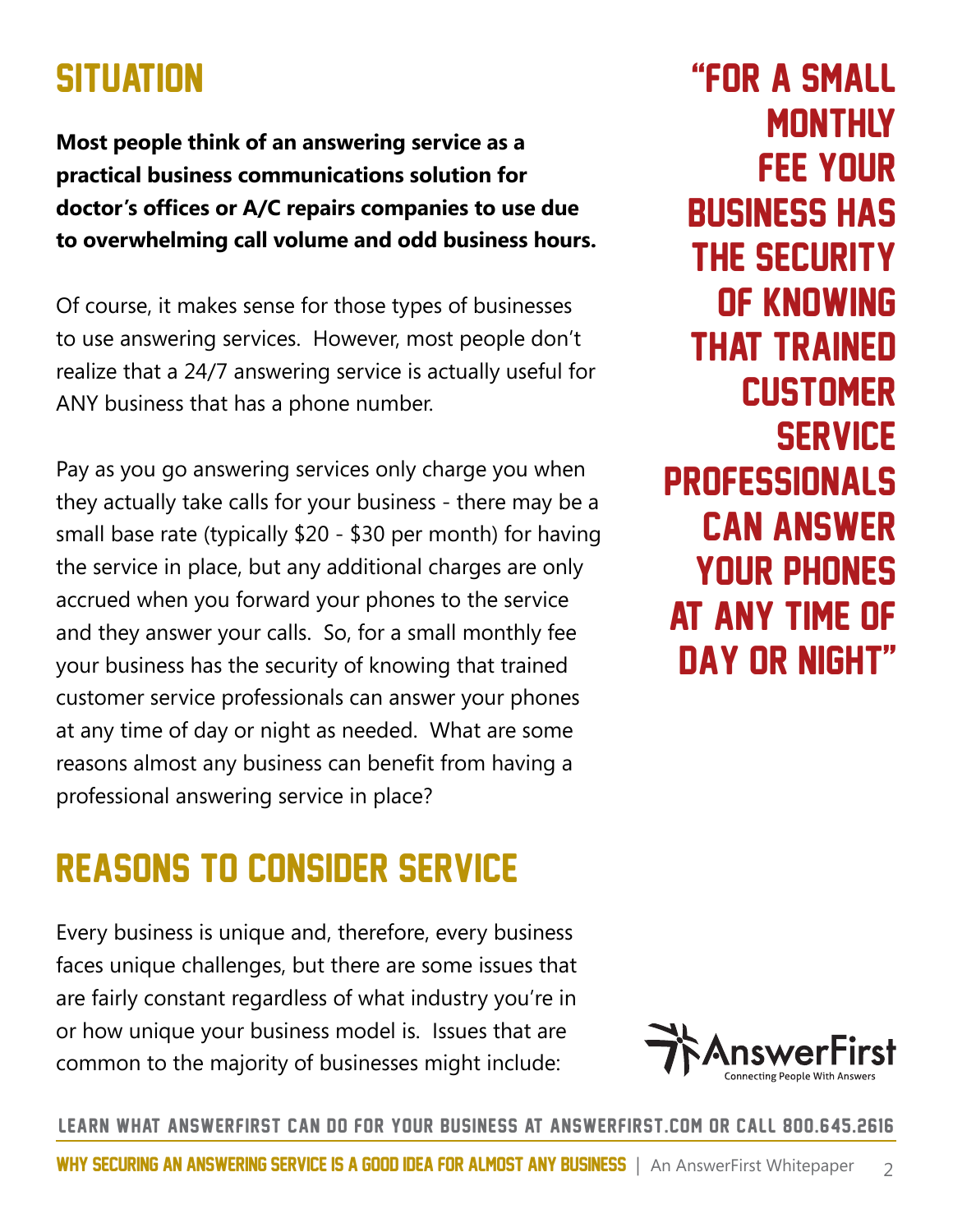## SITUATION

**Most people think of an answering service as a practical business communications solution for doctor's offices or A/C repairs companies to use due to overwhelming call volume and odd business hours.**

Of course, it makes sense for those types of businesses to use answering services. However, most people don't realize that a 24/7 answering service is actually useful for ANY business that has a phone number.

Pay as you go answering services only charge you when they actually take calls for your business - there may be a small base rate (typically $20 - $30 per month) for having the service in place, but any additional charges are only accrued when you forward your phones to the service and they answer your calls. So, for a small monthly fee your business has the security of knowing that trained customer service professionals can answer your phones at any time of day or night as needed. What are some reasons almost any business can benefit from having a professional answering service in place?

> "FOR A SMALL MONTHLY FEE YOUR BUSINESS HAS THE SECURITY OF KNOWING THAT TRAINED CUSTOMER SERVICE PROFESSIONALS CAN ANSWER YOUR PHONES AT ANY TIME OF DAY OR NIGHT"

## REASONS TO CONSIDER SERVICE

Every business is unique and, therefore, every business faces unique challenges, but there are some issues that are fairly constant regardless of what industry you're in or how unique your business model is. Issues that are common to the majority of businesses might include:

AnswerFirst
Connecting People With Answers

LEARN WHAT ANSWERFIRST CAN DO FOR YOUR BUSINESS AT ANSWERFIRST.COM OR CALL 800.645.2616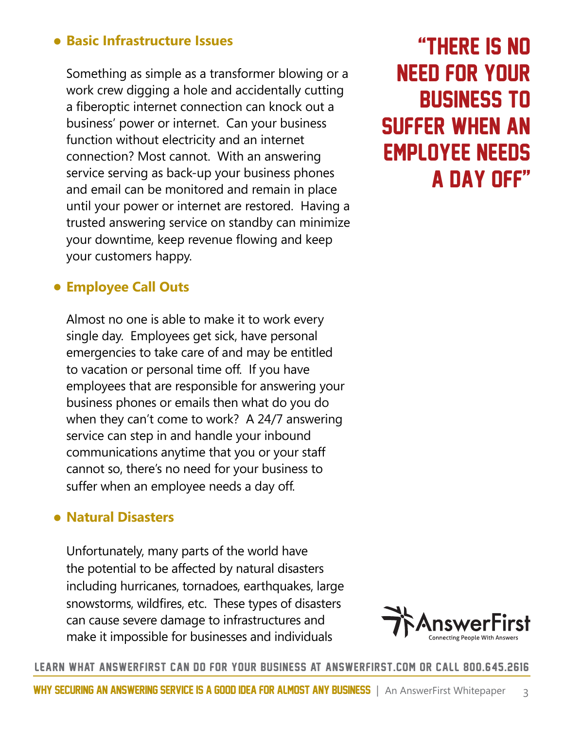- **Basic Infrastructure Issues**

  Something as simple as a transformer blowing or a work crew digging a hole and accidentally cutting a fiberoptic internet connection can knock out a business' power or internet. Can your business function without electricity and an internet connection? Most cannot. With an answering service serving as back-up your business phones and email can be monitored and remain in place until your power or internet are restored. Having a trusted answering service on standby can minimize your downtime, keep revenue flowing and keep your customers happy.

- **Employee Call Outs**

  Almost no one is able to make it to work every single day. Employees get sick, have personal emergencies to take care of and may be entitled to vacation or personal time off. If you have employees that are responsible for answering your business phones or emails then what do you do when they can't come to work? A 24/7 answering service can step in and handle your inbound communications anytime that you or your staff cannot so, there's no need for your business to suffer when an employee needs a day off.

- **Natural Disasters**

  Unfortunately, many parts of the world have the potential to be affected by natural disasters including hurricanes, tornadoes, earthquakes, large snowstorms, wildfires, etc. These types of disasters can cause severe damage to infrastructures and make it impossible for businesses and individuals

> **"THERE IS NO NEED FOR YOUR BUSINESS TO SUFFER WHEN AN EMPLOYEE NEEDS A DAY OFF"**

AnswerFirst
Connecting People With Answers

LEARN WHAT ANSWERFIRST CAN DO FOR YOUR BUSINESS AT ANSWERFIRST.COM OR CALL 800.645.2616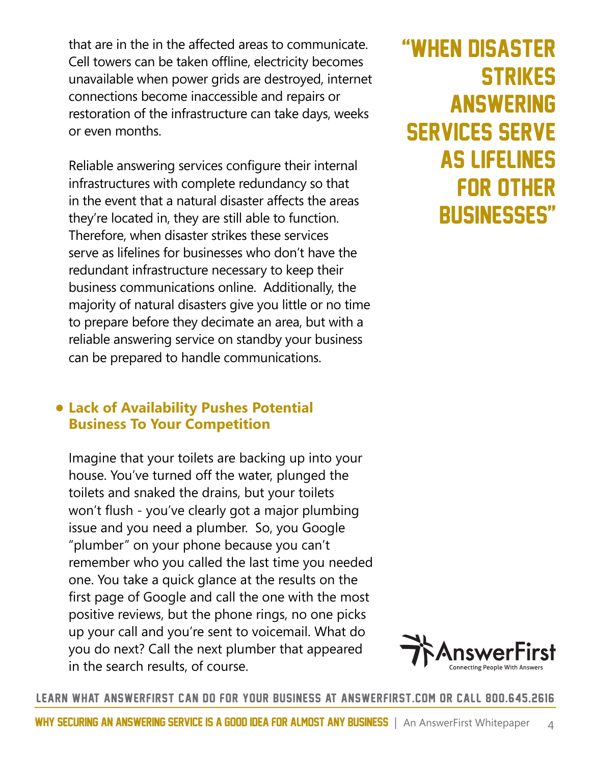that are in the in the affected areas to communicate. Cell towers can be taken offline, electricity becomes unavailable when power grids are destroyed, internet connections become inaccessible and repairs or restoration of the infrastructure can take days, weeks or even months.

Reliable answering services configure their internal infrastructures with complete redundancy so that in the event that a natural disaster affects the areas they're located in, they are still able to function. Therefore, when disaster strikes these services serve as lifelines for businesses who don't have the redundant infrastructure necessary to keep their business communications online. Additionally, the majority of natural disasters give you little or no time to prepare before they decimate an area, but with a reliable answering service on standby your business can be prepared to handle communications.

> **"WHEN DISASTER STRIKES ANSWERING SERVICES SERVE AS LIFELINES FOR OTHER BUSINESSES"**

- **Lack of Availability Pushes Potential Business To Your Competition**

Imagine that your toilets are backing up into your house. You've turned off the water, plunged the toilets and snaked the drains, but your toilets won't flush - you've clearly got a major plumbing issue and you need a plumber. So, you Google "plumber" on your phone because you can't remember who you called the last time you needed one. You take a quick glance at the results on the first page of Google and call the one with the most positive reviews, but the phone rings, no one picks up your call and you're sent to voicemail. What do you do next? Call the next plumber that appeared in the search results, of course.

AnswerFirst
Connecting People With Answers

LEARN WHAT ANSWERFIRST CAN DO FOR YOUR BUSINESS AT ANSWERFIRST.COM OR CALL 800.645.2616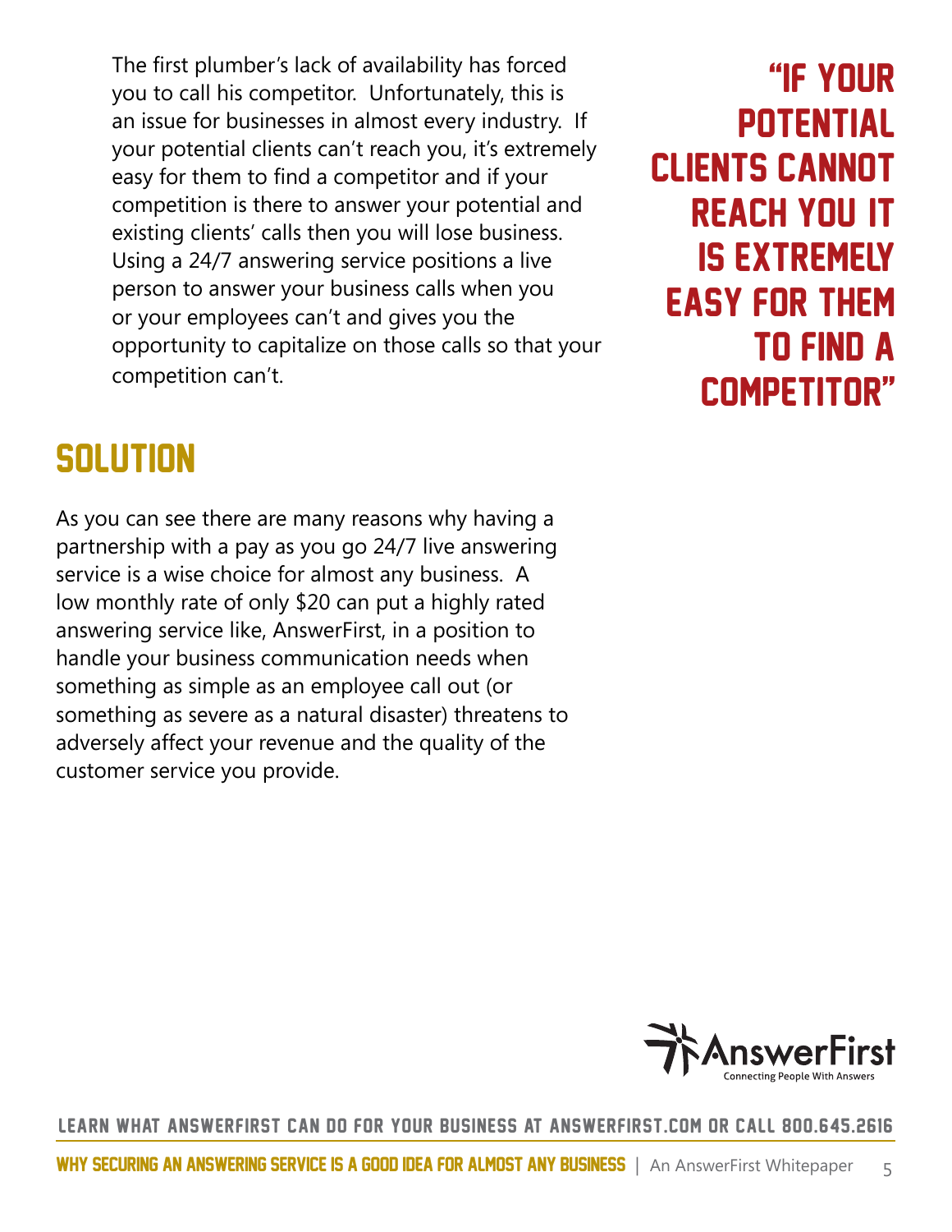The first plumber's lack of availability has forced you to call his competitor. Unfortunately, this is an issue for businesses in almost every industry. If your potential clients can't reach you, it's extremely easy for them to find a competitor and if your competition is there to answer your potential and existing clients' calls then you will lose business. Using a 24/7 answering service positions a live person to answer your business calls when you or your employees can't and gives you the opportunity to capitalize on those calls so that your competition can't.

> "IF YOUR POTENTIAL CLIENTS CANNOT REACH YOU IT IS EXTREMELY EASY FOR THEM TO FIND A COMPETITOR"

## SOLUTION

As you can see there are many reasons why having a partnership with a pay as you go 24/7 live answering service is a wise choice for almost any business. A low monthly rate of only $20 can put a highly rated answering service like, AnswerFirst, in a position to handle your business communication needs when something as simple as an employee call out (or something as severe as a natural disaster) threatens to adversely affect your revenue and the quality of the customer service you provide.

AnswerFirst
Connecting People With Answers

LEARN WHAT ANSWERFIRST CAN DO FOR YOUR BUSINESS AT ANSWERFIRST.COM OR CALL 800.645.2616